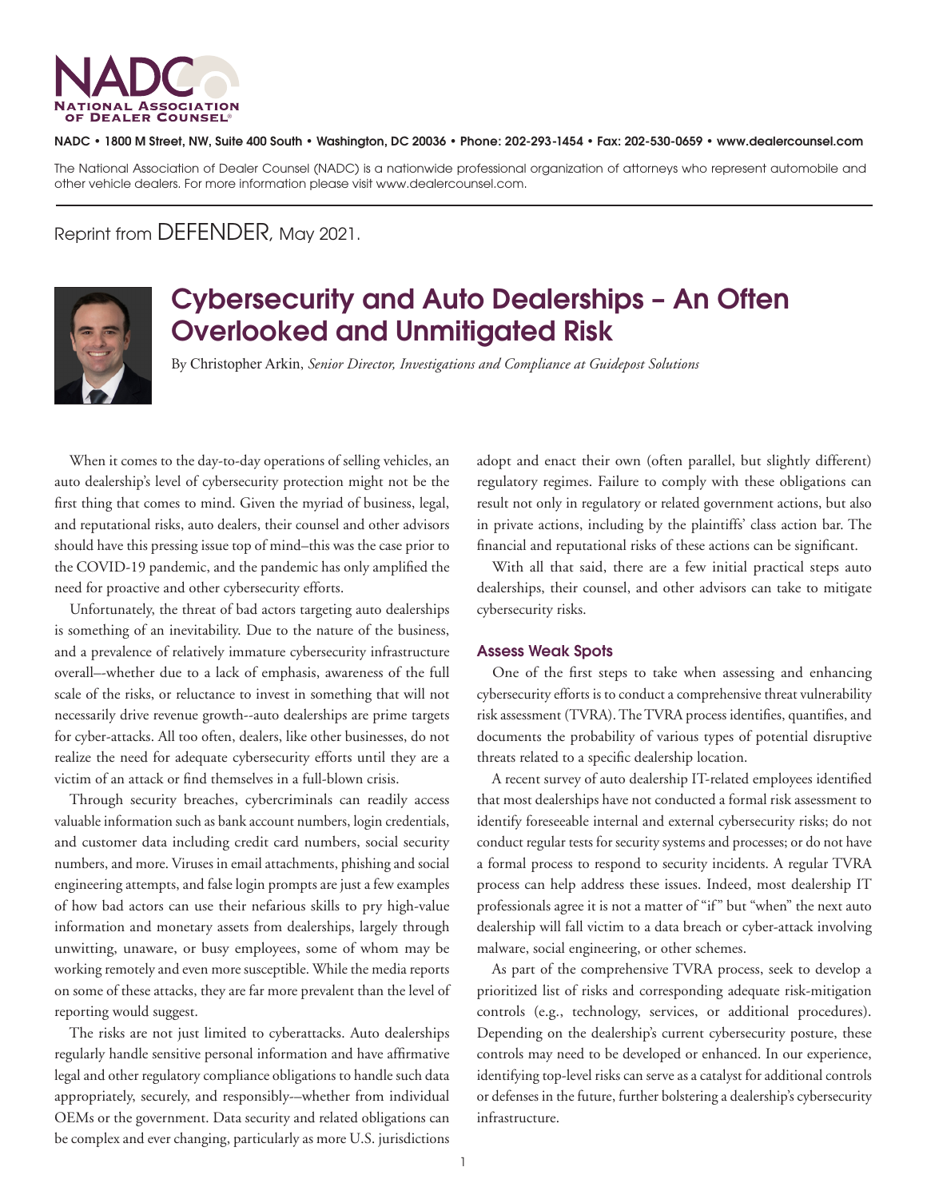NADC • 1800 M Street, NW, Suite 400 South • Washington, DC 20036 • Phone: 202-293-1454 • Fax: 202-530-0659 • www.dealercounsel.com

The National Association of Dealer Counsel (NADC) is a nationwide professional organization of attorneys who represent automobile and other vehicle dealers. For more information please visit www.dealercounsel.com.

Reprint from DEFENDER, May 2021.

# Cybersecurity and Auto Dealerships – An Often Overlooked and Unmitigated Risk

By Christopher Arkin, *Senior Director, Investigations and Compliance at Guidepost Solutions*

When it comes to the day-to-day operations of selling vehicles, an auto dealership's level of cybersecurity protection might not be the first thing that comes to mind. Given the myriad of business, legal, and reputational risks, auto dealers, their counsel and other advisors should have this pressing issue top of mind–this was the case prior to the COVID-19 pandemic, and the pandemic has only amplified the need for proactive and other cybersecurity efforts.

Unfortunately, the threat of bad actors targeting auto dealerships is something of an inevitability. Due to the nature of the business, and a prevalence of relatively immature cybersecurity infrastructure overall–-whether due to a lack of emphasis, awareness of the full scale of the risks, or reluctance to invest in something that will not necessarily drive revenue growth--auto dealerships are prime targets for cyber-attacks. All too often, dealers, like other businesses, do not realize the need for adequate cybersecurity efforts until they are a victim of an attack or find themselves in a full-blown crisis.

Through security breaches, cybercriminals can readily access valuable information such as bank account numbers, login credentials, and customer data including credit card numbers, social security numbers, and more. Viruses in email attachments, phishing and social engineering attempts, and false login prompts are just a few examples of how bad actors can use their nefarious skills to pry high-value information and monetary assets from dealerships, largely through unwitting, unaware, or busy employees, some of whom may be working remotely and even more susceptible. While the media reports on some of these attacks, they are far more prevalent than the level of reporting would suggest.

The risks are not just limited to cyberattacks. Auto dealerships regularly handle sensitive personal information and have affirmative legal and other regulatory compliance obligations to handle such data appropriately, securely, and responsibly-–whether from individual OEMs or the government. Data security and related obligations can be complex and ever changing, particularly as more U.S. jurisdictions adopt and enact their own (often parallel, but slightly different) regulatory regimes. Failure to comply with these obligations can result not only in regulatory or related government actions, but also in private actions, including by the plaintiffs' class action bar. The financial and reputational risks of these actions can be significant.

With all that said, there are a few initial practical steps auto dealerships, their counsel, and other advisors can take to mitigate cybersecurity risks.

## Assess Weak Spots

One of the first steps to take when assessing and enhancing cybersecurity efforts is to conduct a comprehensive threat vulnerability risk assessment (TVRA). The TVRA process identifies, quantifies, and documents the probability of various types of potential disruptive threats related to a specific dealership location.

A recent survey of auto dealership IT-related employees identified that most dealerships have not conducted a formal risk assessment to identify foreseeable internal and external cybersecurity risks; do not conduct regular tests for security systems and processes; or do not have a formal process to respond to security incidents. A regular TVRA process can help address these issues. Indeed, most dealership IT professionals agree it is not a matter of "if" but "when" the next auto dealership will fall victim to a data breach or cyber-attack involving malware, social engineering, or other schemes.

As part of the comprehensive TVRA process, seek to develop a prioritized list of risks and corresponding adequate risk-mitigation controls (e.g., technology, services, or additional procedures). Depending on the dealership's current cybersecurity posture, these controls may need to be developed or enhanced. In our experience, identifying top-level risks can serve as a catalyst for additional controls or defenses in the future, further bolstering a dealership's cybersecurity infrastructure.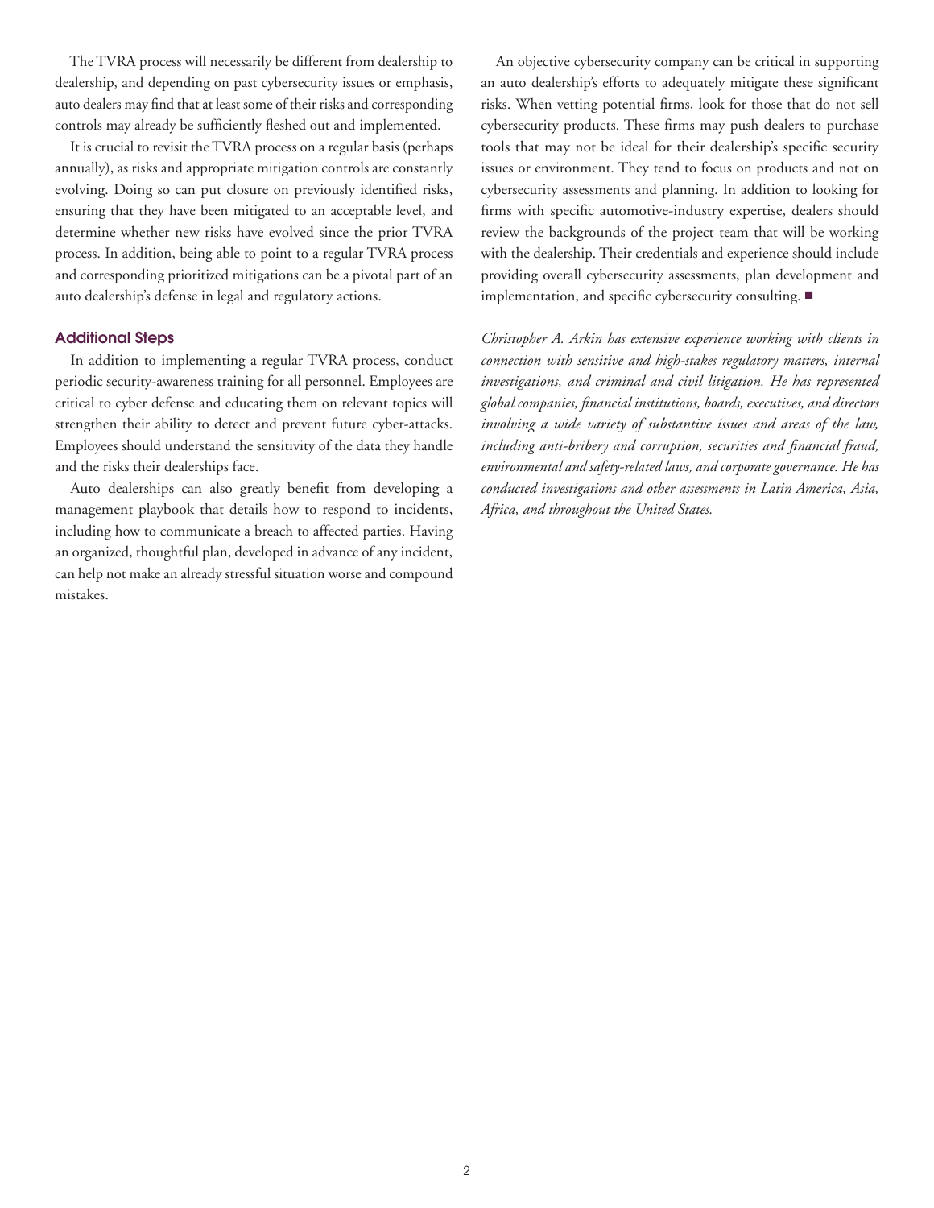The TVRA process will necessarily be different from dealership to dealership, and depending on past cybersecurity issues or emphasis, auto dealers may find that at least some of their risks and corresponding controls may already be sufficiently fleshed out and implemented.

It is crucial to revisit the TVRA process on a regular basis (perhaps annually), as risks and appropriate mitigation controls are constantly evolving. Doing so can put closure on previously identified risks, ensuring that they have been mitigated to an acceptable level, and determine whether new risks have evolved since the prior TVRA process. In addition, being able to point to a regular TVRA process and corresponding prioritized mitigations can be a pivotal part of an auto dealership's defense in legal and regulatory actions.

## Additional Steps

In addition to implementing a regular TVRA process, conduct periodic security-awareness training for all personnel. Employees are critical to cyber defense and educating them on relevant topics will strengthen their ability to detect and prevent future cyber-attacks. Employees should understand the sensitivity of the data they handle and the risks their dealerships face.

Auto dealerships can also greatly benefit from developing a management playbook that details how to respond to incidents, including how to communicate a breach to affected parties. Having an organized, thoughtful plan, developed in advance of any incident, can help not make an already stressful situation worse and compound mistakes.

An objective cybersecurity company can be critical in supporting an auto dealership's efforts to adequately mitigate these significant risks. When vetting potential firms, look for those that do not sell cybersecurity products. These firms may push dealers to purchase tools that may not be ideal for their dealership's specific security issues or environment. They tend to focus on products and not on cybersecurity assessments and planning. In addition to looking for firms with specific automotive-industry expertise, dealers should review the backgrounds of the project team that will be working with the dealership. Their credentials and experience should include providing overall cybersecurity assessments, plan development and implementation, and specific cybersecurity consulting. ■

*Christopher A. Arkin has extensive experience working with clients in connection with sensitive and high-stakes regulatory matters, internal investigations, and criminal and civil litigation. He has represented global companies, financial institutions, boards, executives, and directors involving a wide variety of substantive issues and areas of the law, including anti-bribery and corruption, securities and financial fraud, environmental and safety-related laws, and corporate governance. He has conducted investigations and other assessments in Latin America, Asia, Africa, and throughout the United States.*